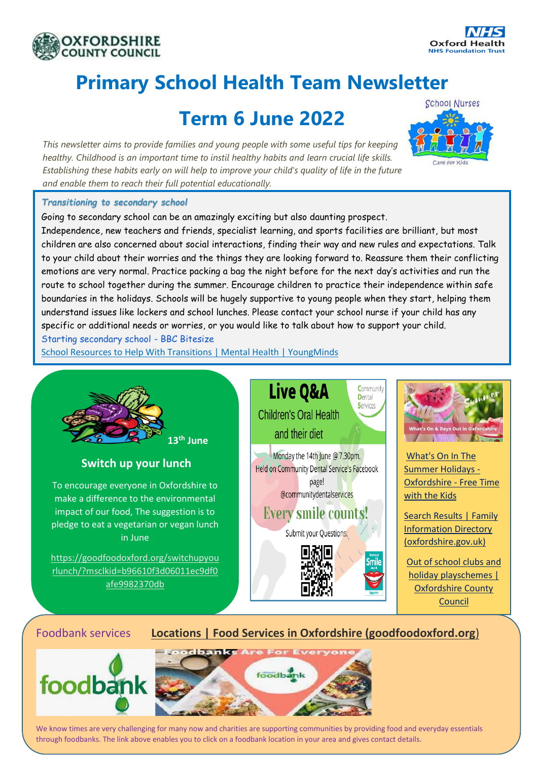OXFORDSHIRE COUNTY COUNCIL

NHS Oxford Health NHS Foundation Trust

# Primary School Health Team Newsletter

## Term 6 June 2022

School Nurses – Care for Kids

*This newsletter aims to provide families and young people with some useful tips for keeping healthy. Childhood is an important time to instil healthy habits and learn crucial life skills. Establishing these habits early on will help to improve your child's quality of life in the future and enable them to reach their full potential educationally.*

### *Transitioning to secondary school*

Going to secondary school can be an amazingly exciting but also daunting prospect.
Independence, new teachers and friends, specialist learning, and sports facilities are brilliant, but most children are also concerned about social interactions, finding their way and new rules and expectations. Talk to your child about their worries and the things they are looking forward to. Reassure them their conflicting emotions are very normal. Practice packing a bag the night before for the next day's activities and run the route to school together during the summer. Encourage children to practice their independence within safe boundaries in the holidays. Schools will be hugely supportive to young people when they start, helping them understand issues like lockers and school lunches. Please contact your school nurse if your child has any specific or additional needs or worries, or you would like to talk about how to support your child.

Starting secondary school - BBC Bitesize

School Resources to Help With Transitions | Mental Health | YoungMinds

**13th June**

### Switch up your lunch

To encourage everyone in Oxfordshire to make a difference to the environmental impact of our food, The suggestion is to pledge to eat a vegetarian or vegan lunch in June

https://goodfoodoxford.org/switchupyourlunch/?msclkid=b96610f3d06011ec9df0afe9982370db

### Live Q&A

Community Dental Services

Children's Oral Health and their diet

Monday the 14th June @ 7.30pm.
Held on Community Dental Service's Facebook page!
@communitydentalservices

**Every smile counts!**

Submit your Questions

National Smile Month

What's On & Days Out in Oxfordshire

What's On In The Summer Holidays - Oxfordshire - Free Time with the Kids

Search Results | Family Information Directory (oxfordshire.gov.uk)

Out of school clubs and holiday playschemes | Oxfordshire County Council

### Foodbank services

**Locations | Food Services in Oxfordshire (goodfoodoxford.org)**

foodbank

Foodbanks Are For Everyone

We know times are very challenging for many now and charities are supporting communities by providing food and everyday essentials through foodbanks. The link above enables you to click on a foodbank location in your area and gives contact details.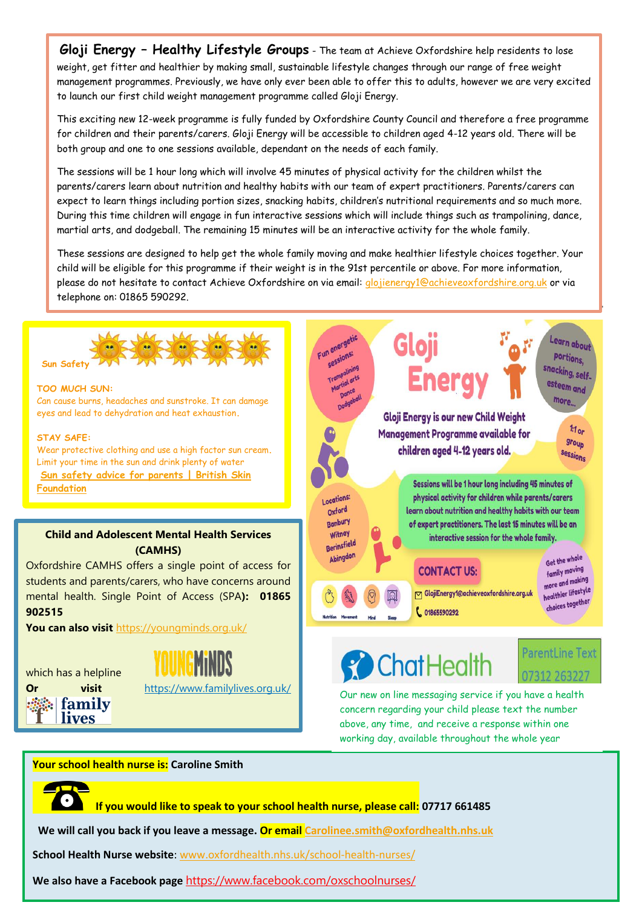**Gloji Energy – Healthy Lifestyle Groups** - The team at Achieve Oxfordshire help residents to lose weight, get fitter and healthier by making small, sustainable lifestyle changes through our range of free weight management programmes. Previously, we have only ever been able to offer this to adults, however we are very excited to launch our first child weight management programme called Gloji Energy.

This exciting new 12-week programme is fully funded by Oxfordshire County Council and therefore a free programme for children and their parents/carers. Gloji Energy will be accessible to children aged 4-12 years old. There will be both group and one to one sessions available, dependant on the needs of each family.

The sessions will be 1 hour long which will involve 45 minutes of physical activity for the children whilst the parents/carers learn about nutrition and healthy habits with our team of expert practitioners. Parents/carers can expect to learn things including portion sizes, snacking habits, children's nutritional requirements and so much more. During this time children will engage in fun interactive sessions which will include things such as trampolining, dance, martial arts, and dodgeball. The remaining 15 minutes will be an interactive activity for the whole family.

These sessions are designed to help get the whole family moving and make healthier lifestyle choices together. Your child will be eligible for this programme if their weight is in the 91st percentile or above. For more information, please do not hesitate to contact Achieve Oxfordshire on via email: glojienergy1@achieveoxfordshire.org.uk or via telephone on: 01865 590292.

Sun Safety

TOO MUCH SUN:
Can cause burns, headaches and sunstroke. It can damage eyes and lead to dehydration and heat exhaustion.

STAY SAFE:
Wear protective clothing and use a high factor sun cream. Limit your time in the sun and drink plenty of water
Sun safety advice for parents | British Skin Foundation

Gloji Energy

Fun energetic sessions: Trampolining Martial arts Dance Dodgeball

Learn about portions, snacking, self-esteem and more...

Gloji Energy is our new Child Weight Management Programme available for children aged 4-12 years old.

1:1 or group sessions

Locations: Oxford Banbury Witney Berinsfield Abingdon

Sessions will be 1 hour long including 45 minutes of physical activity for children while parents/carers learn about nutrition and healthy habits with our team of expert practitioners. The last 15 minutes will be an interactive session for the whole family.

CONTACT US:
GlojiEnergy1@achieveoxfordshire.org.uk
01865590292

Get the whole family moving more and making healthier lifestyle choices together

Nutrition Movement Mind Sleep

**Child and Adolescent Mental Health Services (CAMHS)**

Oxfordshire CAMHS offers a single point of access for students and parents/carers, who have concerns around mental health. Single Point of Access (SPA)**: 01865 902515**

**You can also visit** https://youngminds.org.uk/

which has a helpline

**Or visit** https://www.familylives.org.uk/

ChatHealth

ParentLine Text 07312 263227

Our new on line messaging service if you have a health concern regarding your child please text the number above, any time, and receive a response within one working day, available throughout the whole year

**Your school health nurse is:** Caroline Smith

**If you would like to speak to your school health nurse, please call:** 07717 661485

**We will call you back if you leave a message. Or email** Carolinee.smith@oxfordhealth.nhs.uk

**School Health Nurse website**: www.oxfordhealth.nhs.uk/school-health-nurses/

**We also have a Facebook page** https://www.facebook.com/oxschoolnurses/